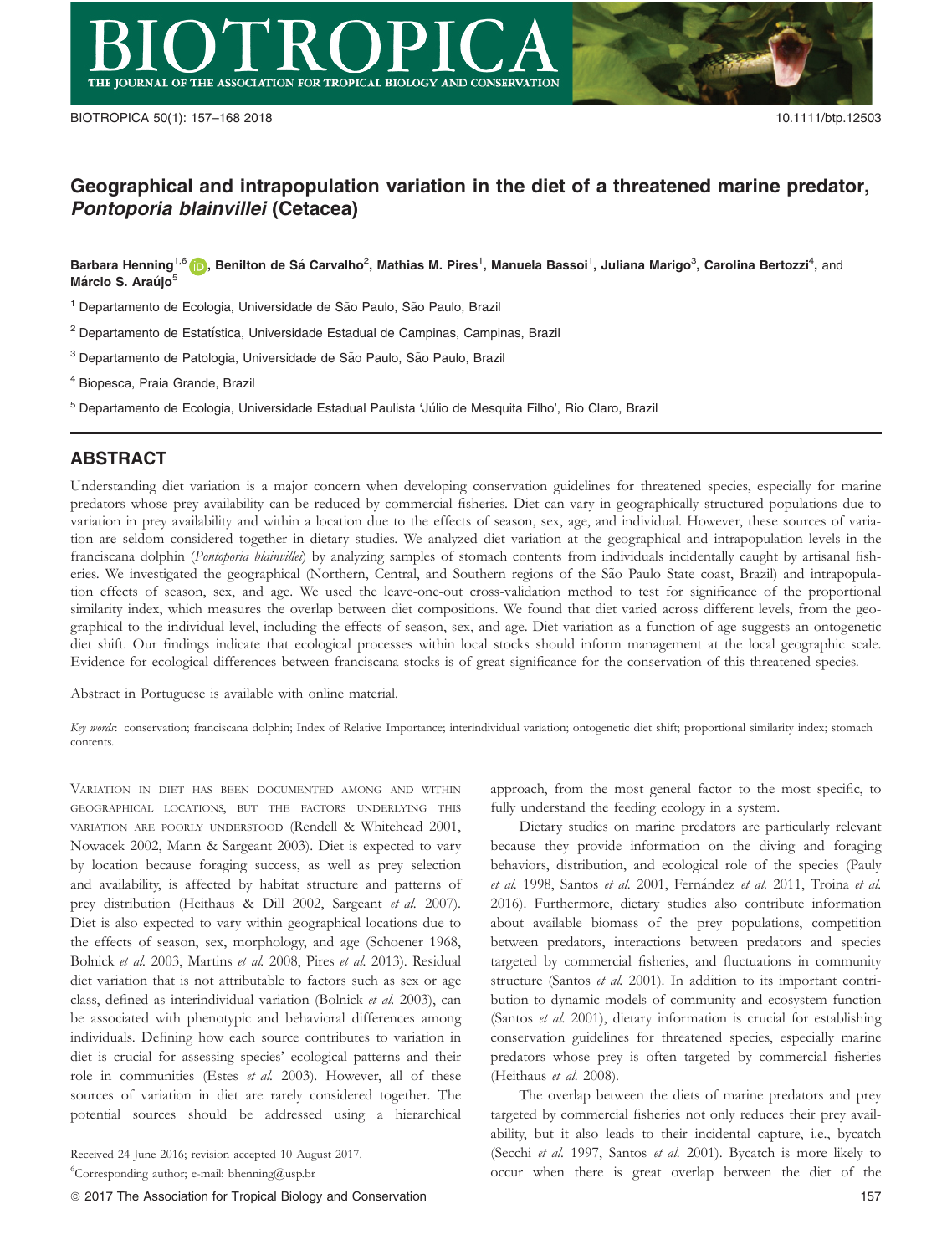# Geographical and intrapopulation variation in the diet of a threatened marine predator, *Pontoporia blainvillei* (Cetacea)

**Barbara Henning**[1,6], **Benilton de Sá Carvalho**[2], **Mathias M. Pires**[1], **Manuela Bassoi**[1], **Juliana Marigo**[3], **Carolina Bertozzi**[4], and **Márcio S. Araújo**[5]

[1] Departamento de Ecologia, Universidade de São Paulo, São Paulo, Brazil

[2] Departamento de Estatística, Universidade Estadual de Campinas, Campinas, Brazil

[3] Departamento de Patologia, Universidade de São Paulo, São Paulo, Brazil

[4] Biopesca, Praia Grande, Brazil

[5] Departamento de Ecologia, Universidade Estadual Paulista 'Júlio de Mesquita Filho', Rio Claro, Brazil

## ABSTRACT

Understanding diet variation is a major concern when developing conservation guidelines for threatened species, especially for marine predators whose prey availability can be reduced by commercial fisheries. Diet can vary in geographically structured populations due to variation in prey availability and within a location due to the effects of season, sex, age, and individual. However, these sources of variation are seldom considered together in dietary studies. We analyzed diet variation at the geographical and intrapopulation levels in the franciscana dolphin (*Pontoporia blainvillei*) by analyzing samples of stomach contents from individuals incidentally caught by artisanal fisheries. We investigated the geographical (Northern, Central, and Southern regions of the São Paulo State coast, Brazil) and intrapopulation effects of season, sex, and age. We used the leave-one-out cross-validation method to test for significance of the proportional similarity index, which measures the overlap between diet compositions. We found that diet varied across different levels, from the geographical to the individual level, including the effects of season, sex, and age. Diet variation as a function of age suggests an ontogenetic diet shift. Our findings indicate that ecological processes within local stocks should inform management at the local geographic scale. Evidence for ecological differences between franciscana stocks is of great significance for the conservation of this threatened species.

Abstract in Portuguese is available with online material.

*Key words*: conservation; franciscana dolphin; Index of Relative Importance; interindividual variation; ontogenetic diet shift; proportional similarity index; stomach contents.

Variation in diet has been documented among and within geographical locations, but the factors underlying this variation are poorly understood (Rendell & Whitehead 2001, Nowacek 2002, Mann & Sargeant 2003). Diet is expected to vary by location because foraging success, as well as prey selection and availability, is affected by habitat structure and patterns of prey distribution (Heithaus & Dill 2002, Sargeant *et al.* 2007). Diet is also expected to vary within geographical locations due to the effects of season, sex, morphology, and age (Schoener 1968, Bolnick *et al.* 2003, Martins *et al.* 2008, Pires *et al.* 2013). Residual diet variation that is not attributable to factors such as sex or age class, defined as interindividual variation (Bolnick *et al.* 2003), can be associated with phenotypic and behavioral differences among individuals. Defining how each source contributes to variation in diet is crucial for assessing species' ecological patterns and their role in communities (Estes *et al.* 2003). However, all of these sources of variation in diet are rarely considered together. The potential sources should be addressed using a hierarchical approach, from the most general factor to the most specific, to fully understand the feeding ecology in a system.

Dietary studies on marine predators are particularly relevant because they provide information on the diving and foraging behaviors, distribution, and ecological role of the species (Pauly *et al.* 1998, Santos *et al.* 2001, Fernández *et al.* 2011, Troina *et al.* 2016). Furthermore, dietary studies also contribute information about available biomass of the prey populations, competition between predators, interactions between predators and species targeted by commercial fisheries, and fluctuations in community structure (Santos *et al.* 2001). In addition to its important contribution to dynamic models of community and ecosystem function (Santos *et al.* 2001), dietary information is crucial for establishing conservation guidelines for threatened species, especially marine predators whose prey is often targeted by commercial fisheries (Heithaus *et al.* 2008).

The overlap between the diets of marine predators and prey targeted by commercial fisheries not only reduces their prey availability, but it also leads to their incidental capture, i.e., bycatch (Secchi *et al.* 1997, Santos *et al.* 2001). Bycatch is more likely to occur when there is great overlap between the diet of the

Received 24 June 2016; revision accepted 10 August 2017.

[6]Corresponding author; e-mail: bhenning@usp.br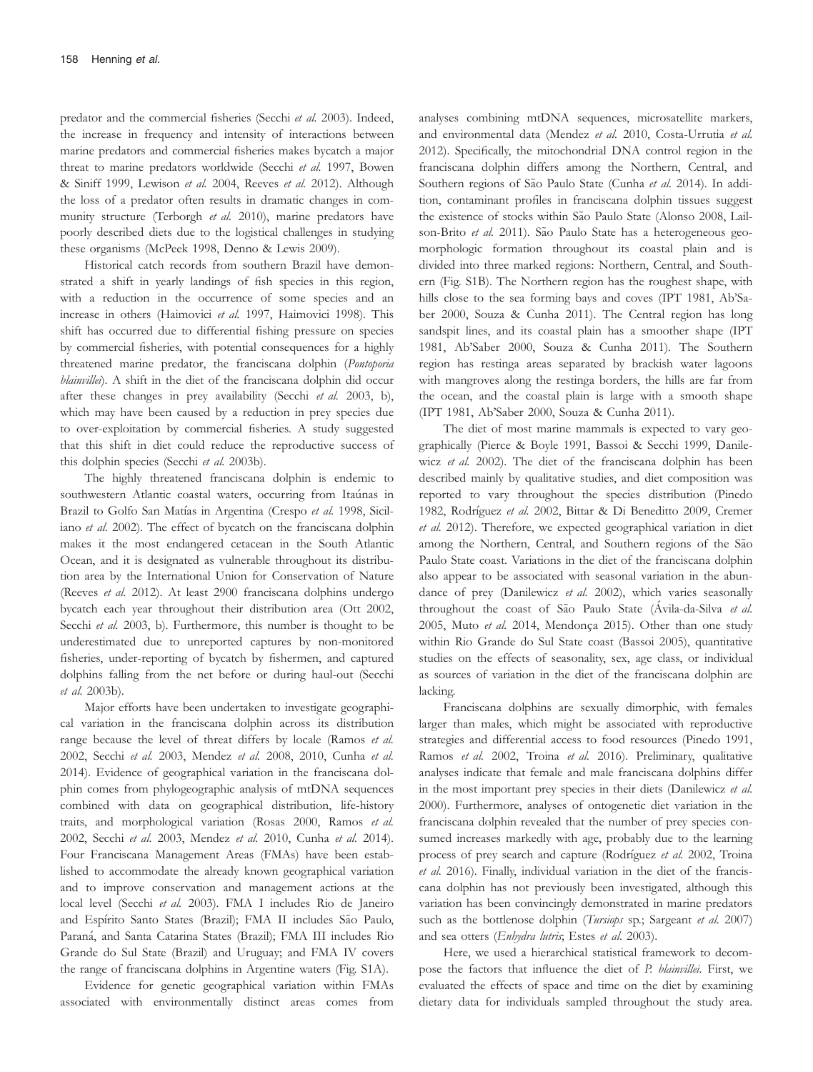predator and the commercial fisheries (Secchi *et al.* 2003). Indeed, the increase in frequency and intensity of interactions between marine predators and commercial fisheries makes bycatch a major threat to marine predators worldwide (Secchi *et al.* 1997, Bowen & Siniff 1999, Lewison *et al.* 2004, Reeves *et al.* 2012). Although the loss of a predator often results in dramatic changes in community structure (Terborgh *et al.* 2010), marine predators have poorly described diets due to the logistical challenges in studying these organisms (McPeek 1998, Denno & Lewis 2009).

Historical catch records from southern Brazil have demonstrated a shift in yearly landings of fish species in this region, with a reduction in the occurrence of some species and an increase in others (Haimovici *et al.* 1997, Haimovici 1998). This shift has occurred due to differential fishing pressure on species by commercial fisheries, with potential consequences for a highly threatened marine predator, the franciscana dolphin (*Pontoporia blainvillei*). A shift in the diet of the franciscana dolphin did occur after these changes in prey availability (Secchi *et al.* 2003, b), which may have been caused by a reduction in prey species due to over-exploitation by commercial fisheries. A study suggested that this shift in diet could reduce the reproductive success of this dolphin species (Secchi *et al.* 2003b).

The highly threatened franciscana dolphin is endemic to southwestern Atlantic coastal waters, occurring from Itaúnas in Brazil to Golfo San Matías in Argentina (Crespo *et al.* 1998, Siciliano *et al.* 2002). The effect of bycatch on the franciscana dolphin makes it the most endangered cetacean in the South Atlantic Ocean, and it is designated as vulnerable throughout its distribution area by the International Union for Conservation of Nature (Reeves *et al.* 2012). At least 2900 franciscana dolphins undergo bycatch each year throughout their distribution area (Ott 2002, Secchi *et al.* 2003, b). Furthermore, this number is thought to be underestimated due to unreported captures by non-monitored fisheries, under-reporting of bycatch by fishermen, and captured dolphins falling from the net before or during haul-out (Secchi *et al.* 2003b).

Major efforts have been undertaken to investigate geographical variation in the franciscana dolphin across its distribution range because the level of threat differs by locale (Ramos *et al.* 2002, Secchi *et al.* 2003, Mendez *et al.* 2008, 2010, Cunha *et al.* 2014). Evidence of geographical variation in the franciscana dolphin comes from phylogeographic analysis of mtDNA sequences combined with data on geographical distribution, life-history traits, and morphological variation (Rosas 2000, Ramos *et al.* 2002, Secchi *et al.* 2003, Mendez *et al.* 2010, Cunha *et al.* 2014). Four Franciscana Management Areas (FMAs) have been established to accommodate the already known geographical variation and to improve conservation and management actions at the local level (Secchi *et al.* 2003). FMA I includes Rio de Janeiro and Espírito Santo States (Brazil); FMA II includes São Paulo, Paraná, and Santa Catarina States (Brazil); FMA III includes Rio Grande do Sul State (Brazil) and Uruguay; and FMA IV covers the range of franciscana dolphins in Argentine waters (Fig. S1A).

Evidence for genetic geographical variation within FMAs associated with environmentally distinct areas comes from analyses combining mtDNA sequences, microsatellite markers, and environmental data (Mendez *et al.* 2010, Costa-Urrutia *et al.* 2012). Specifically, the mitochondrial DNA control region in the franciscana dolphin differs among the Northern, Central, and Southern regions of São Paulo State (Cunha *et al.* 2014). In addition, contaminant profiles in franciscana dolphin tissues suggest the existence of stocks within São Paulo State (Alonso 2008, Lailson-Brito *et al.* 2011). São Paulo State has a heterogeneous geomorphologic formation throughout its coastal plain and is divided into three marked regions: Northern, Central, and Southern (Fig. S1B). The Northern region has the roughest shape, with hills close to the sea forming bays and coves (IPT 1981, Ab'Saber 2000, Souza & Cunha 2011). The Central region has long sandspit lines, and its coastal plain has a smoother shape (IPT 1981, Ab'Saber 2000, Souza & Cunha 2011). The Southern region has restinga areas separated by brackish water lagoons with mangroves along the restinga borders, the hills are far from the ocean, and the coastal plain is large with a smooth shape (IPT 1981, Ab'Saber 2000, Souza & Cunha 2011).

The diet of most marine mammals is expected to vary geographically (Pierce & Boyle 1991, Bassoi & Secchi 1999, Danilewicz *et al.* 2002). The diet of the franciscana dolphin has been described mainly by qualitative studies, and diet composition was reported to vary throughout the species distribution (Pinedo 1982, Rodríguez *et al.* 2002, Bittar & Di Beneditto 2009, Cremer *et al.* 2012). Therefore, we expected geographical variation in diet among the Northern, Central, and Southern regions of the São Paulo State coast. Variations in the diet of the franciscana dolphin also appear to be associated with seasonal variation in the abundance of prey (Danilewicz *et al.* 2002), which varies seasonally throughout the coast of São Paulo State (Ávila-da-Silva *et al.* 2005, Muto *et al.* 2014, Mendonça 2015). Other than one study within Rio Grande do Sul State coast (Bassoi 2005), quantitative studies on the effects of seasonality, sex, age class, or individual as sources of variation in the diet of the franciscana dolphin are lacking.

Franciscana dolphins are sexually dimorphic, with females larger than males, which might be associated with reproductive strategies and differential access to food resources (Pinedo 1991, Ramos *et al.* 2002, Troina *et al.* 2016). Preliminary, qualitative analyses indicate that female and male franciscana dolphins differ in the most important prey species in their diets (Danilewicz *et al.* 2000). Furthermore, analyses of ontogenetic diet variation in the franciscana dolphin revealed that the number of prey species consumed increases markedly with age, probably due to the learning process of prey search and capture (Rodríguez *et al.* 2002, Troina *et al.* 2016). Finally, individual variation in the diet of the franciscana dolphin has not previously been investigated, although this variation has been convincingly demonstrated in marine predators such as the bottlenose dolphin (*Tursiops* sp.; Sargeant *et al.* 2007) and sea otters (*Enhydra lutris*; Estes *et al.* 2003).

Here, we used a hierarchical statistical framework to decompose the factors that influence the diet of *P. blainvillei*. First, we evaluated the effects of space and time on the diet by examining dietary data for individuals sampled throughout the study area.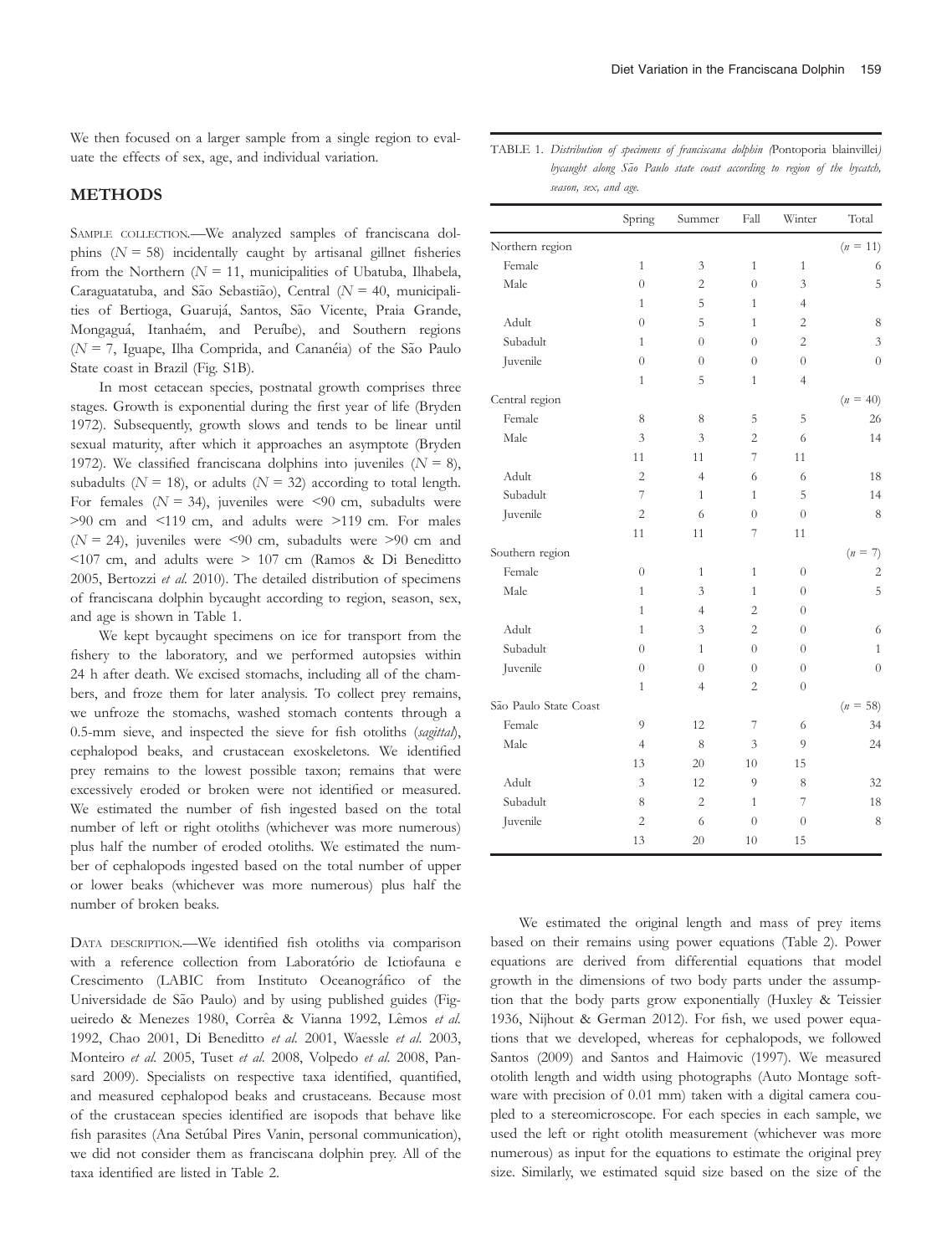We then focused on a larger sample from a single region to evaluate the effects of sex, age, and individual variation.

## METHODS

SAMPLE COLLECTION.—We analyzed samples of franciscana dolphins ($N = 58$) incidentally caught by artisanal gillnet fisheries from the Northern ($N = 11$, municipalities of Ubatuba, Ilhabela, Caraguatatuba, and São Sebastião), Central ($N = 40$, municipalities of Bertioga, Guarujá, Santos, São Vicente, Praia Grande, Mongaguá, Itanhaém, and Peruíbe), and Southern regions ($N = 7$, Iguape, Ilha Comprida, and Cananéia) of the São Paulo State coast in Brazil (Fig. S1B).

In most cetacean species, postnatal growth comprises three stages. Growth is exponential during the first year of life (Bryden 1972). Subsequently, growth slows and tends to be linear until sexual maturity, after which it approaches an asymptote (Bryden 1972). We classified franciscana dolphins into juveniles ($N = 8$), subadults ($N = 18$), or adults ($N = 32$) according to total length. For females ($N = 34$), juveniles were <90 cm, subadults were >90 cm and <119 cm, and adults were >119 cm. For males ($N = 24$), juveniles were <90 cm, subadults were >90 cm and <107 cm, and adults were > 107 cm (Ramos & Di Beneditto 2005, Bertozzi *et al.* 2010). The detailed distribution of specimens of franciscana dolphin bycaught according to region, season, sex, and age is shown in Table 1.

We kept bycaught specimens on ice for transport from the fishery to the laboratory, and we performed autopsies within 24 h after death. We excised stomachs, including all of the chambers, and froze them for later analysis. To collect prey remains, we unfroze the stomachs, washed stomach contents through a 0.5-mm sieve, and inspected the sieve for fish otoliths (*sagittal*), cephalopod beaks, and crustacean exoskeletons. We identified prey remains to the lowest possible taxon; remains that were excessively eroded or broken were not identified or measured. We estimated the number of fish ingested based on the total number of left or right otoliths (whichever was more numerous) plus half the number of eroded otoliths. We estimated the number of cephalopods ingested based on the total number of upper or lower beaks (whichever was more numerous) plus half the number of broken beaks.

DATA DESCRIPTION.—We identified fish otoliths via comparison with a reference collection from Laboratório de Ictiofauna e Crescimento (LABIC from Instituto Oceanográfico of the Universidade de São Paulo) and by using published guides (Figueiredo & Menezes 1980, Corrêa & Vianna 1992, Lêmos *et al.* 1992, Chao 2001, Di Beneditto *et al.* 2001, Waessle *et al.* 2003, Monteiro *et al.* 2005, Tuset *et al.* 2008, Volpedo *et al.* 2008, Pansard 2009). Specialists on respective taxa identified, quantified, and measured cephalopod beaks and crustaceans. Because most of the crustacean species identified are isopods that behave like fish parasites (Ana Setúbal Pires Vanin, personal communication), we did not consider them as franciscana dolphin prey. All of the taxa identified are listed in Table 2.

TABLE 1. *Distribution of specimens of franciscana dolphin (*Pontoporia blainvillei*) bycaught along São Paulo state coast according to region of the bycatch, season, sex, and age.*

| | Spring | Summer | Fall | Winter | Total |
|---|---|---|---|---|---|
| Northern region | | | | | ($n$ = 11) |
| Female | 1 | 3 | 1 | 1 | 6 |
| Male | 0 | 2 | 0 | 3 | 5 |
| | 1 | 5 | 1 | 4 | |
| Adult | 0 | 5 | 1 | 2 | 8 |
| Subadult | 1 | 0 | 0 | 2 | 3 |
| Juvenile | 0 | 0 | 0 | 0 | 0 |
| | 1 | 5 | 1 | 4 | |
| Central region | | | | | ($n$ = 40) |
| Female | 8 | 8 | 5 | 5 | 26 |
| Male | 3 | 3 | 2 | 6 | 14 |
| | 11 | 11 | 7 | 11 | |
| Adult | 2 | 4 | 6 | 6 | 18 |
| Subadult | 7 | 1 | 1 | 5 | 14 |
| Juvenile | 2 | 6 | 0 | 0 | 8 |
| | 11 | 11 | 7 | 11 | |
| Southern region | | | | | ($n$ = 7) |
| Female | 0 | 1 | 1 | 0 | 2 |
| Male | 1 | 3 | 1 | 0 | 5 |
| | 1 | 4 | 2 | 0 | |
| Adult | 1 | 3 | 2 | 0 | 6 |
| Subadult | 0 | 1 | 0 | 0 | 1 |
| Juvenile | 0 | 0 | 0 | 0 | 0 |
| | 1 | 4 | 2 | 0 | |
| São Paulo State Coast | | | | | ($n$ = 58) |
| Female | 9 | 12 | 7 | 6 | 34 |
| Male | 4 | 8 | 3 | 9 | 24 |
| | 13 | 20 | 10 | 15 | |
| Adult | 3 | 12 | 9 | 8 | 32 |
| Subadult | 8 | 2 | 1 | 7 | 18 |
| Juvenile | 2 | 6 | 0 | 0 | 8 |
| | 13 | 20 | 10 | 15 | |

We estimated the original length and mass of prey items based on their remains using power equations (Table 2). Power equations are derived from differential equations that model growth in the dimensions of two body parts under the assumption that the body parts grow exponentially (Huxley & Teissier 1936, Nijhout & German 2012). For fish, we used power equations that we developed, whereas for cephalopods, we followed Santos (2009) and Santos and Haimovic (1997). We measured otolith length and width using photographs (Auto Montage software with precision of 0.01 mm) taken with a digital camera coupled to a stereomicroscope. For each species in each sample, we used the left or right otolith measurement (whichever was more numerous) as input for the equations to estimate the original prey size. Similarly, we estimated squid size based on the size of the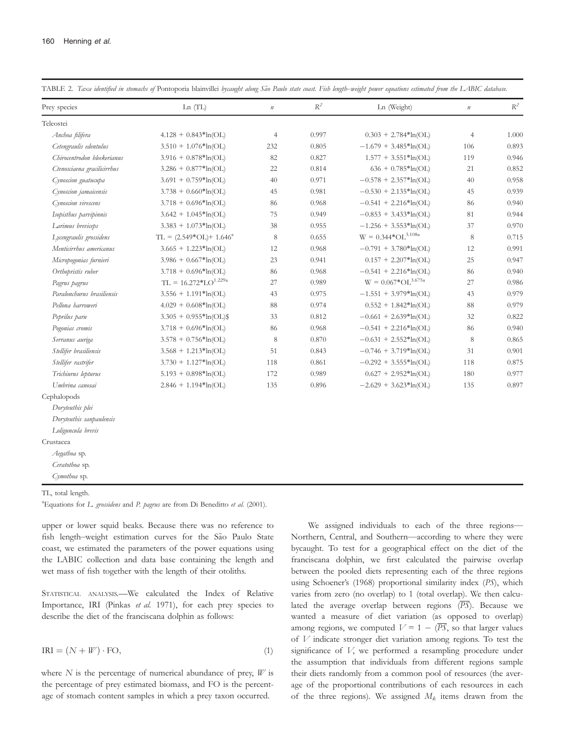TABLE 2. *Taxa identified in stomachs of* Pontoporia blainvillei *bycaught along São Paulo state coast. Fish length–weight power equations estimated from the LABIC database.*

| Prey species | Ln (TL) | $n$ | $R^2$ | Ln (Weight) | $n$ | $R^2$ |
|---|---|---|---|---|---|---|
| Teleostei | | | | | | |
| *Anchoa filifera* | 4.128 + 0.843*ln(OL) | 4 | 0.997 | 0.303 + 2.784*ln(OL) | 4 | 1.000 |
| *Cetengraulis edentulus* | 3.510 + 1.076*ln(OL) | 232 | 0.805 | −1.679 + 3.485*ln(OL) | 106 | 0.893 |
| *Chirocentrodon bleekerianus* | 3.916 + 0.878*ln(OL) | 82 | 0.827 | 1.577 + 3.551*ln(OL) | 119 | 0.946 |
| *Ctenosciaena gracilicirrhus* | 3.286 + 0.877*ln(OL) | 22 | 0.814 | 636 + 0.785*ln(OL) | 21 | 0.852 |
| *Cynoscion guatucupa* | 3.691 + 0.759*ln(OL) | 40 | 0.971 | −0.578 + 2.357*ln(OL) | 40 | 0.958 |
| *Cynoscion jamaicensis* | 3.738 + 0.660*ln(OL) | 45 | 0.981 | −0.530 + 2.135*ln(OL) | 45 | 0.939 |
| *Cynoscion virescens* | 3.718 + 0.696*ln(OL) | 86 | 0.968 | −0.541 + 2.216*ln(OL) | 86 | 0.940 |
| *Isopisthus parvipinnis* | 3.642 + 1.045*ln(OL) | 75 | 0.949 | −0.853 + 3.433*ln(OL) | 81 | 0.944 |
| *Larimus breviceps* | 3.383 + 1.073*ln(OL) | 38 | 0.955 | −1.256 + 3.553*ln(OL) | 37 | 0.970 |
| *Lycengraulis grossidens* | TL = (2.549*OL)+ 1.646[a] | 8 | 0.655 | W = 0.344*OL$^{3.108}$[a] | 8 | 0.715 |
| *Menticirrhus americanus* | 3.665 + 1.223*ln(OL) | 12 | 0.968 | −0.791 + 3.780*ln(OL) | 12 | 0.991 |
| *Micropogonias furnieri* | 3.986 + 0.667*ln(OL) | 23 | 0.941 | 0.157 + 2.207*ln(OL) | 25 | 0.947 |
| *Orthopristis ruber* | 3.718 + 0.696*ln(OL) | 86 | 0.968 | −0.541 + 2.216*ln(OL) | 86 | 0.940 |
| *Pagrus pagrus* | TL = 16.272*LO$^{1.229}$[a] | 27 | 0.989 | W = 0.067*OL$^{3.675}$[a] | 27 | 0.986 |
| *Paralonchurus brasiliensis* | 3.556 + 1.191*ln(OL) | 43 | 0.975 | −1.551 + 3.979*ln(OL) | 43 | 0.979 |
| *Pellona harroweri* | 4.029 + 0.608*ln(OL) | 88 | 0.974 | 0.552 + 1.842*ln(OL) | 88 | 0.979 |
| *Peprilus paru* | 3.305 + 0.955*ln(OL)$ | 33 | 0.812 | −0.661 + 2.639*ln(OL) | 32 | 0.822 |
| *Pogonias cromis* | 3.718 + 0.696*ln(OL) | 86 | 0.968 | −0.541 + 2.216*ln(OL) | 86 | 0.940 |
| *Serranus auriga* | 3.578 + 0.756*ln(OL) | 8 | 0.870 | −0.631 + 2.552*ln(OL) | 8 | 0.865 |
| *Stellifer brasiliensis* | 3.568 + 1.213*ln(OL) | 51 | 0.843 | −0.746 + 3.719*ln(OL) | 31 | 0.901 |
| *Stellifer rastrifer* | 3.730 + 1.127*ln(OL) | 118 | 0.861 | −0.292 + 3.555*ln(OL) | 118 | 0.875 |
| *Trichiurus lepturus* | 5.193 + 0.898*ln(OL) | 172 | 0.989 | 0.627 + 2.952*ln(OL) | 180 | 0.977 |
| *Umbrina canosai* | 2.846 + 1.194*ln(OL) | 135 | 0.896 | −2.629 + 3.623*ln(OL) | 135 | 0.897 |
| Cephalopods | | | | | | |
| *Doryteuthis plei* | | | | | | |
| *Doryteuthis sanpaulensis* | | | | | | |
| *Loliguncula brevis* | | | | | | |
| Crustacea | | | | | | |
| *Aegathoa* sp. | | | | | | |
| *Ceratothoa* sp. | | | | | | |
| *Cymothoa* sp. | | | | | | |

TL, total length.

[a]Equations for *L. grossidens* and *P. pagrus* are from Di Beneditto *et al.* (2001).

upper or lower squid beaks. Because there was no reference to fish length–weight estimation curves for the São Paulo State coast, we estimated the parameters of the power equations using the LABIC collection and data base containing the length and wet mass of fish together with the length of their otoliths.

STATISTICAL ANALYSIS.—We calculated the Index of Relative Importance, IRI (Pinkas *et al.* 1971), for each prey species to describe the diet of the franciscana dolphin as follows:

$$\mathrm{IRI} = (N + W) \cdot \mathrm{FO}, \tag{1}$$

where $N$ is the percentage of numerical abundance of prey, $W$ is the percentage of prey estimated biomass, and FO is the percentage of stomach content samples in which a prey taxon occurred.

We assigned individuals to each of the three regions—Northern, Central, and Southern—according to where they were bycaught. To test for a geographical effect on the diet of the franciscana dolphin, we first calculated the pairwise overlap between the pooled diets representing each of the three regions using Schoener's (1968) proportional similarity index (*PS*), which varies from zero (no overlap) to 1 (total overlap). We then calculated the average overlap between regions ($\overline{PS}$). Because we wanted a measure of diet variation (as opposed to overlap) among regions, we computed $V = 1 - (\overline{PS}$, so that larger values of $V$ indicate stronger diet variation among regions. To test the significance of $V$, we performed a resampling procedure under the assumption that individuals from different regions sample their diets randomly from a common pool of resources (the average of the proportional contributions of each resources in each of the three regions). We assigned $M_k$ items drawn from the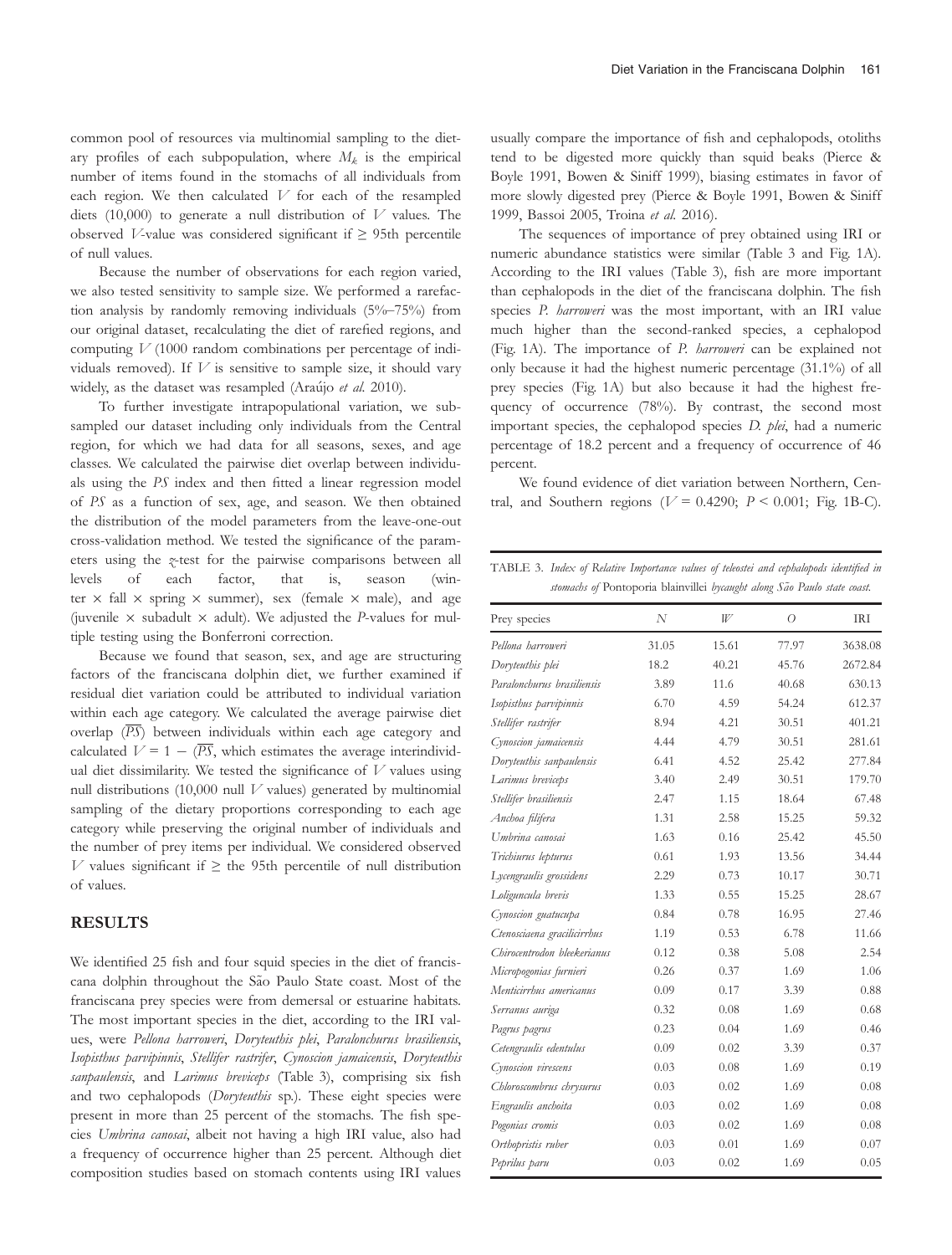common pool of resources via multinomial sampling to the dietary profiles of each subpopulation, where $M_k$ is the empirical number of items found in the stomachs of all individuals from each region. We then calculated $V$ for each of the resampled diets (10,000) to generate a null distribution of $V$ values. The observed $V$-value was considered significant if ≥ 95th percentile of null values.

Because the number of observations for each region varied, we also tested sensitivity to sample size. We performed a rarefaction analysis by randomly removing individuals (5%–75%) from our original dataset, recalculating the diet of rarefied regions, and computing $V$ (1000 random combinations per percentage of individuals removed). If $V$ is sensitive to sample size, it should vary widely, as the dataset was resampled (Araújo *et al.* 2010).

To further investigate intrapopulational variation, we subsampled our dataset including only individuals from the Central region, for which we had data for all seasons, sexes, and age classes. We calculated the pairwise diet overlap between individuals using the *PS* index and then fitted a linear regression model of *PS* as a function of sex, age, and season. We then obtained the distribution of the model parameters from the leave-one-out cross-validation method. We tested the significance of the parameters using the $z$-test for the pairwise comparisons between all levels of each factor, that is, season (winter × fall × spring × summer), sex (female × male), and age (juvenile × subadult × adult). We adjusted the $P$-values for multiple testing using the Bonferroni correction.

Because we found that season, sex, and age are structuring factors of the franciscana dolphin diet, we further examined if residual diet variation could be attributed to individual variation within each age category. We calculated the average pairwise diet overlap ($\overline{PS}$) between individuals within each age category and calculated $V = 1 - (\overline{PS}$, which estimates the average interindividual diet dissimilarity. We tested the significance of $V$ values using null distributions (10,000 null $V$ values) generated by multinomial sampling of the dietary proportions corresponding to each age category while preserving the original number of individuals and the number of prey items per individual. We considered observed $V$ values significant if ≥ the 95th percentile of null distribution of values.

## RESULTS

We identified 25 fish and four squid species in the diet of franciscana dolphin throughout the São Paulo State coast. Most of the franciscana prey species were from demersal or estuarine habitats. The most important species in the diet, according to the IRI values, were *Pellona harroweri*, *Doryteuthis plei*, *Paralonchurus brasiliensis*, *Isopisthus parvipinnis*, *Stellifer rastrifer*, *Cynoscion jamaicensis*, *Doryteuthis sanpaulensis*, and *Larimus breviceps* (Table 3), comprising six fish and two cephalopods (*Doryteuthis* sp.). These eight species were present in more than 25 percent of the stomachs. The fish species *Umbrina canosai*, albeit not having a high IRI value, also had a frequency of occurrence higher than 25 percent. Although diet composition studies based on stomach contents using IRI values usually compare the importance of fish and cephalopods, otoliths tend to be digested more quickly than squid beaks (Pierce & Boyle 1991, Bowen & Siniff 1999), biasing estimates in favor of more slowly digested prey (Pierce & Boyle 1991, Bowen & Siniff 1999, Bassoi 2005, Troina *et al.* 2016).

The sequences of importance of prey obtained using IRI or numeric abundance statistics were similar (Table 3 and Fig. 1A). According to the IRI values (Table 3), fish are more important than cephalopods in the diet of the franciscana dolphin. The fish species *P. harroweri* was the most important, with an IRI value much higher than the second-ranked species, a cephalopod (Fig. 1A). The importance of *P. harroweri* can be explained not only because it had the highest numeric percentage (31.1%) of all prey species (Fig. 1A) but also because it had the highest frequency of occurrence (78%). By contrast, the second most important species, the cephalopod species *D. plei*, had a numeric percentage of 18.2 percent and a frequency of occurrence of 46 percent.

We found evidence of diet variation between Northern, Central, and Southern regions ($V$ = 0.4290; $P$ < 0.001; Fig. 1B-C).

TABLE 3. *Index of Relative Importance values of teleostei and cephalopods identified in stomachs of* Pontoporia blainvillei *bycaught along São Paulo state coast.*

| Prey species | $N$ | $W$ | $O$ | IRI |
|---|---|---|---|---|
| *Pellona harroweri* | 31.05 | 15.61 | 77.97 | 3638.08 |
| *Doryteuthis plei* | 18.2 | 40.21 | 45.76 | 2672.84 |
| *Paralonchurus brasiliensis* | 3.89 | 11.6 | 40.68 | 630.13 |
| *Isopisthus parvipinnis* | 6.70 | 4.59 | 54.24 | 612.37 |
| *Stellifer rastrifer* | 8.94 | 4.21 | 30.51 | 401.21 |
| *Cynoscion jamaicensis* | 4.44 | 4.79 | 30.51 | 281.61 |
| *Doryteuthis sanpaulensis* | 6.41 | 4.52 | 25.42 | 277.84 |
| *Larimus breviceps* | 3.40 | 2.49 | 30.51 | 179.70 |
| *Stellifer brasiliensis* | 2.47 | 1.15 | 18.64 | 67.48 |
| *Anchoa filifera* | 1.31 | 2.58 | 15.25 | 59.32 |
| *Umbrina canosai* | 1.63 | 0.16 | 25.42 | 45.50 |
| *Trichiurus lepturus* | 0.61 | 1.93 | 13.56 | 34.44 |
| *Lycengraulis grossidens* | 2.29 | 0.73 | 10.17 | 30.71 |
| *Loliguncula brevis* | 1.33 | 0.55 | 15.25 | 28.67 |
| *Cynoscion guatucupa* | 0.84 | 0.78 | 16.95 | 27.46 |
| *Ctenosciaena gracilicirrhus* | 1.19 | 0.53 | 6.78 | 11.66 |
| *Chirocentrodon bleekerianus* | 0.12 | 0.38 | 5.08 | 2.54 |
| *Micropogonias furnieri* | 0.26 | 0.37 | 1.69 | 1.06 |
| *Menticirrhus americanus* | 0.09 | 0.17 | 3.39 | 0.88 |
| *Serranus auriga* | 0.32 | 0.08 | 1.69 | 0.68 |
| *Pagrus pagrus* | 0.23 | 0.04 | 1.69 | 0.46 |
| *Cetengraulis edentulus* | 0.09 | 0.02 | 3.39 | 0.37 |
| *Cynoscion virescens* | 0.03 | 0.08 | 1.69 | 0.19 |
| *Chloroscombrus chrysurus* | 0.03 | 0.02 | 1.69 | 0.08 |
| *Engraulis anchoita* | 0.03 | 0.02 | 1.69 | 0.08 |
| *Pogonias cromis* | 0.03 | 0.02 | 1.69 | 0.08 |
| *Orthopristis ruber* | 0.03 | 0.01 | 1.69 | 0.07 |
| *Peprilus paru* | 0.03 | 0.02 | 1.69 | 0.05 |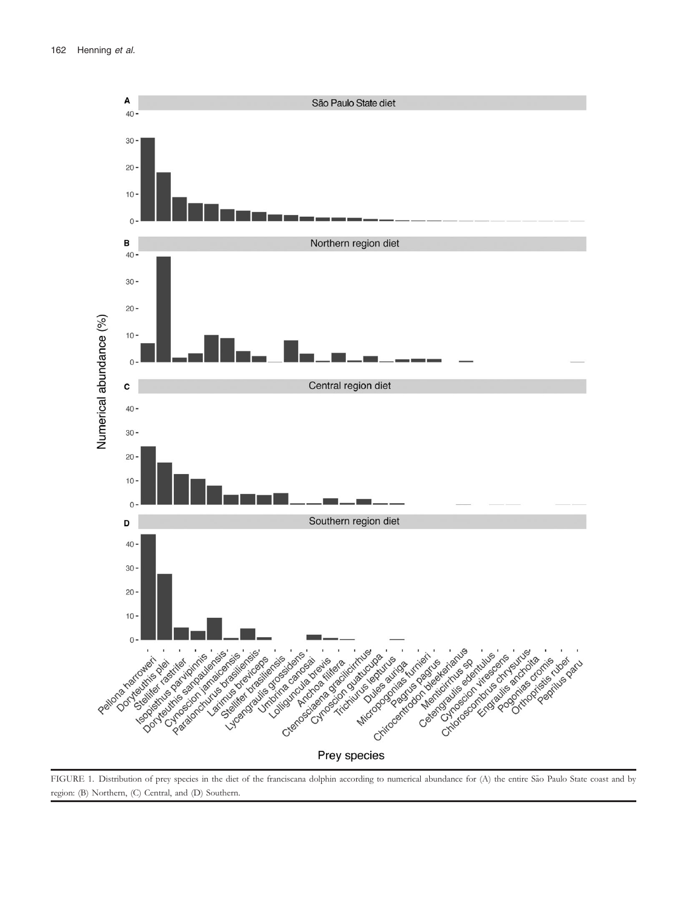FIGURE 1. Distribution of prey species in the diet of the franciscana dolphin according to numerical abundance for (A) the entire São Paulo State coast and by region: (B) Northern, (C) Central, and (D) Southern.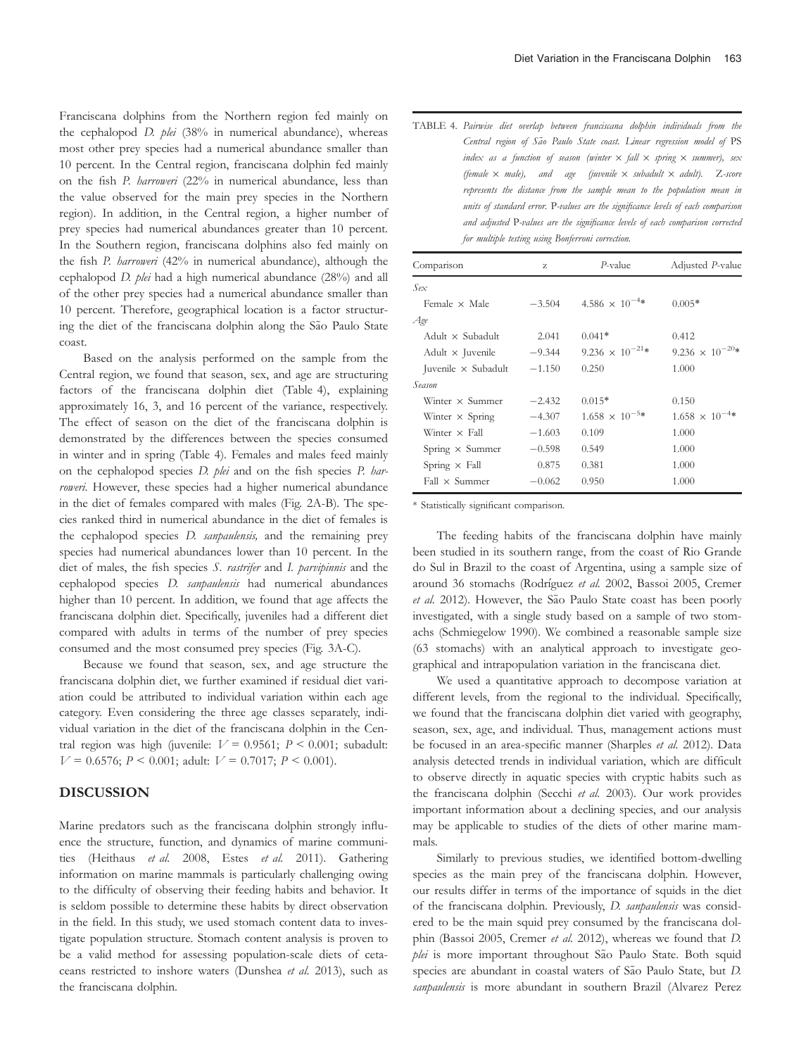Franciscana dolphins from the Northern region fed mainly on the cephalopod *D. plei* (38% in numerical abundance), whereas most other prey species had a numerical abundance smaller than 10 percent. In the Central region, franciscana dolphin fed mainly on the fish *P. harroweri* (22% in numerical abundance, less than the value observed for the main prey species in the Northern region). In addition, in the Central region, a higher number of prey species had numerical abundances greater than 10 percent. In the Southern region, franciscana dolphins also fed mainly on the fish *P. harroweri* (42% in numerical abundance), although the cephalopod *D. plei* had a high numerical abundance (28%) and all of the other prey species had a numerical abundance smaller than 10 percent. Therefore, geographical location is a factor structuring the diet of the franciscana dolphin along the São Paulo State coast.

Based on the analysis performed on the sample from the Central region, we found that season, sex, and age are structuring factors of the franciscana dolphin diet (Table 4), explaining approximately 16, 3, and 16 percent of the variance, respectively. The effect of season on the diet of the franciscana dolphin is demonstrated by the differences between the species consumed in winter and in spring (Table 4). Females and males feed mainly on the cephalopod species *D. plei* and on the fish species *P. harroweri*. However, these species had a higher numerical abundance in the diet of females compared with males (Fig. 2A-B). The species ranked third in numerical abundance in the diet of females is the cephalopod species *D. sanpaulensis,* and the remaining prey species had numerical abundances lower than 10 percent. In the diet of males, the fish species *S. rastrifer* and *I. parvipinnis* and the cephalopod species *D. sanpaulensis* had numerical abundances higher than 10 percent. In addition, we found that age affects the franciscana dolphin diet. Specifically, juveniles had a different diet compared with adults in terms of the number of prey species consumed and the most consumed prey species (Fig. 3A-C).

Because we found that season, sex, and age structure the franciscana dolphin diet, we further examined if residual diet variation could be attributed to individual variation within each age category. Even considering the three age classes separately, individual variation in the diet of the franciscana dolphin in the Central region was high (juvenile: $V = 0.9561$; $P < 0.001$; subadult: $V = 0.6576$; $P < 0.001$; adult: $V = 0.7017$; $P < 0.001$).

TABLE 4. *Pairwise diet overlap between franciscana dolphin individuals from the Central region of São Paulo State coast. Linear regression model of* PS *index as a function of season (winter × fall × spring × summer), sex (female × male), and age (juvenile × subadult × adult).* Z*-score represents the distance from the sample mean to the population mean in units of standard error.* P*-values are the significance levels of each comparison and adjusted* P*-values are the significance levels of each comparison corrected for multiple testing using Bonferroni correction.*

| Comparison | z | *P*-value | Adjusted *P*-value |
|---|---|---|---|
| *Sex* | | | |
| Female × Male | −3.504 | $4.586 \times 10^{-4}$* | 0.005* |
| *Age* | | | |
| Adult × Subadult | 2.041 | 0.041* | 0.412 |
| Adult × Juvenile | −9.344 | $9.236 \times 10^{-21}$* | $9.236 \times 10^{-20}$* |
| Juvenile × Subadult | −1.150 | 0.250 | 1.000 |
| *Season* | | | |
| Winter × Summer | −2.432 | 0.015* | 0.150 |
| Winter × Spring | −4.307 | $1.658 \times 10^{-5}$* | $1.658 \times 10^{-4}$* |
| Winter × Fall | −1.603 | 0.109 | 1.000 |
| Spring × Summer | −0.598 | 0.549 | 1.000 |
| Spring × Fall | 0.875 | 0.381 | 1.000 |
| Fall × Summer | −0.062 | 0.950 | 1.000 |

\* Statistically significant comparison.

## DISCUSSION

Marine predators such as the franciscana dolphin strongly influence the structure, function, and dynamics of marine communities (Heithaus *et al.* 2008, Estes *et al.* 2011). Gathering information on marine mammals is particularly challenging owing to the difficulty of observing their feeding habits and behavior. It is seldom possible to determine these habits by direct observation in the field. In this study, we used stomach content data to investigate population structure. Stomach content analysis is proven to be a valid method for assessing population-scale diets of cetaceans restricted to inshore waters (Dunshea *et al.* 2013), such as the franciscana dolphin.

The feeding habits of the franciscana dolphin have mainly been studied in its southern range, from the coast of Rio Grande do Sul in Brazil to the coast of Argentina, using a sample size of around 36 stomachs (Rodríguez *et al.* 2002, Bassoi 2005, Cremer *et al.* 2012). However, the São Paulo State coast has been poorly investigated, with a single study based on a sample of two stomachs (Schmiegelow 1990). We combined a reasonable sample size (63 stomachs) with an analytical approach to investigate geographical and intrapopulation variation in the franciscana diet.

We used a quantitative approach to decompose variation at different levels, from the regional to the individual. Specifically, we found that the franciscana dolphin diet varied with geography, season, sex, age, and individual. Thus, management actions must be focused in an area-specific manner (Sharples *et al.* 2012). Data analysis detected trends in individual variation, which are difficult to observe directly in aquatic species with cryptic habits such as the franciscana dolphin (Secchi *et al.* 2003). Our work provides important information about a declining species, and our analysis may be applicable to studies of the diets of other marine mammals.

Similarly to previous studies, we identified bottom-dwelling species as the main prey of the franciscana dolphin. However, our results differ in terms of the importance of squids in the diet of the franciscana dolphin. Previously, *D. sanpaulensis* was considered to be the main squid prey consumed by the franciscana dolphin (Bassoi 2005, Cremer *et al.* 2012), whereas we found that *D. plei* is more important throughout São Paulo State. Both squid species are abundant in coastal waters of São Paulo State, but *D. sanpaulensis* is more abundant in southern Brazil (Alvarez Perez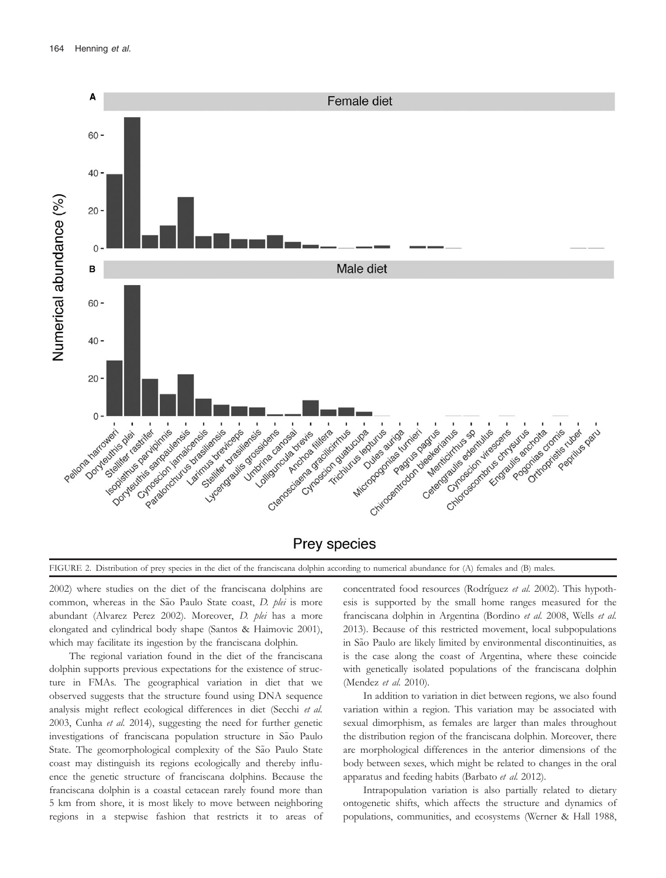FIGURE 2. Distribution of prey species in the diet of the franciscana dolphin according to numerical abundance for (A) females and (B) males.

2002) where studies on the diet of the franciscana dolphins are common, whereas in the São Paulo State coast, *D. plei* is more abundant (Alvarez Perez 2002). Moreover, *D. plei* has a more elongated and cylindrical body shape (Santos & Haimovic 2001), which may facilitate its ingestion by the franciscana dolphin.

The regional variation found in the diet of the franciscana dolphin supports previous expectations for the existence of structure in FMAs. The geographical variation in diet that we observed suggests that the structure found using DNA sequence analysis might reflect ecological differences in diet (Secchi *et al.* 2003, Cunha *et al.* 2014), suggesting the need for further genetic investigations of franciscana population structure in São Paulo State. The geomorphological complexity of the São Paulo State coast may distinguish its regions ecologically and thereby influence the genetic structure of franciscana dolphins. Because the franciscana dolphin is a coastal cetacean rarely found more than 5 km from shore, it is most likely to move between neighboring regions in a stepwise fashion that restricts it to areas of concentrated food resources (Rodríguez *et al.* 2002). This hypothesis is supported by the small home ranges measured for the franciscana dolphin in Argentina (Bordino *et al.* 2008, Wells *et al.* 2013). Because of this restricted movement, local subpopulations in São Paulo are likely limited by environmental discontinuities, as is the case along the coast of Argentina, where these coincide with genetically isolated populations of the franciscana dolphin (Mendez *et al.* 2010).

In addition to variation in diet between regions, we also found variation within a region. This variation may be associated with sexual dimorphism, as females are larger than males throughout the distribution region of the franciscana dolphin. Moreover, there are morphological differences in the anterior dimensions of the body between sexes, which might be related to changes in the oral apparatus and feeding habits (Barbato *et al.* 2012).

Intrapopulation variation is also partially related to dietary ontogenetic shifts, which affects the structure and dynamics of populations, communities, and ecosystems (Werner & Hall 1988,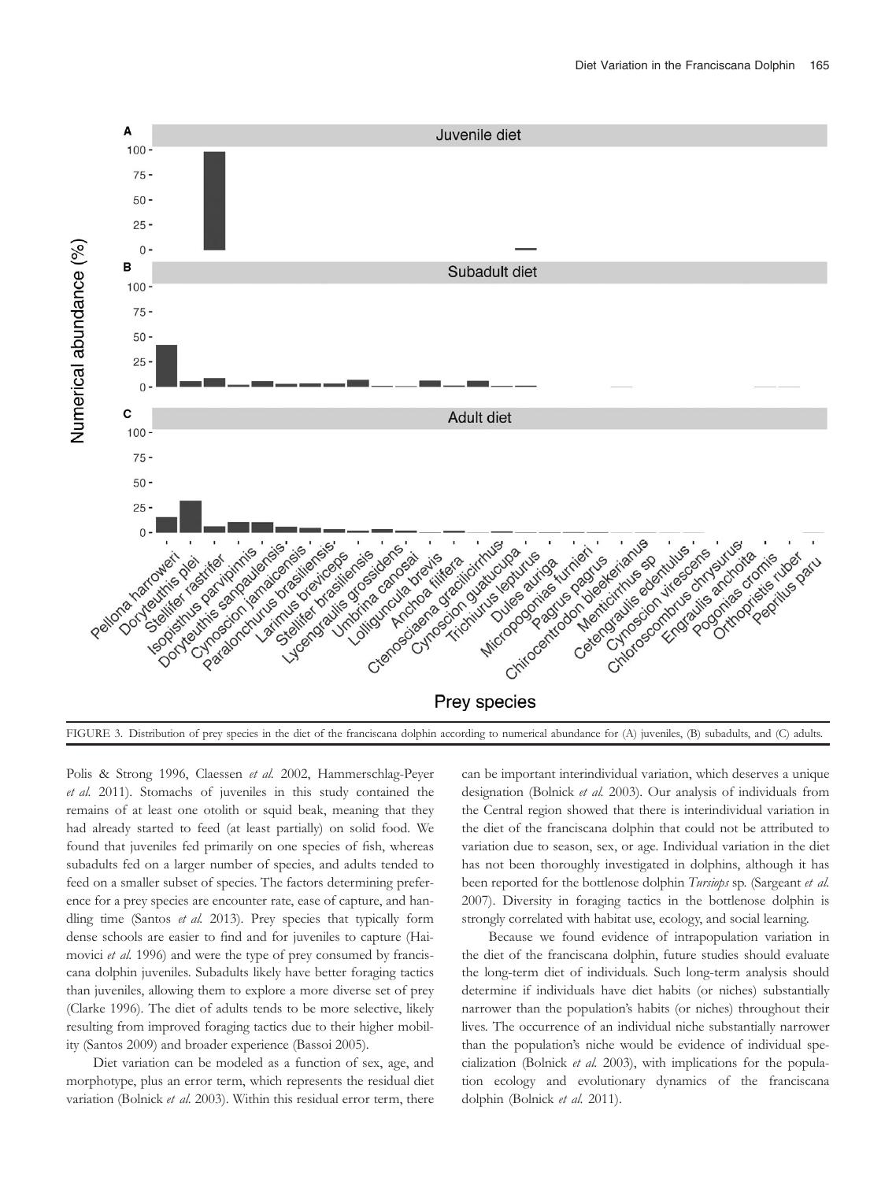FIGURE 3. Distribution of prey species in the diet of the franciscana dolphin according to numerical abundance for (A) juveniles, (B) subadults, and (C) adults.

Polis & Strong 1996, Claessen *et al.* 2002, Hammerschlag-Peyer *et al.* 2011). Stomachs of juveniles in this study contained the remains of at least one otolith or squid beak, meaning that they had already started to feed (at least partially) on solid food. We found that juveniles fed primarily on one species of fish, whereas subadults fed on a larger number of species, and adults tended to feed on a smaller subset of species. The factors determining preference for a prey species are encounter rate, ease of capture, and handling time (Santos *et al.* 2013). Prey species that typically form dense schools are easier to find and for juveniles to capture (Haimovici *et al.* 1996) and were the type of prey consumed by franciscana dolphin juveniles. Subadults likely have better foraging tactics than juveniles, allowing them to explore a more diverse set of prey (Clarke 1996). The diet of adults tends to be more selective, likely resulting from improved foraging tactics due to their higher mobility (Santos 2009) and broader experience (Bassoi 2005).

Diet variation can be modeled as a function of sex, age, and morphotype, plus an error term, which represents the residual diet variation (Bolnick *et al.* 2003). Within this residual error term, there can be important interindividual variation, which deserves a unique designation (Bolnick *et al.* 2003). Our analysis of individuals from the Central region showed that there is interindividual variation in the diet of the franciscana dolphin that could not be attributed to variation due to season, sex, or age. Individual variation in the diet has not been thoroughly investigated in dolphins, although it has been reported for the bottlenose dolphin *Tursiops* sp. (Sargeant *et al.* 2007). Diversity in foraging tactics in the bottlenose dolphin is strongly correlated with habitat use, ecology, and social learning.

Because we found evidence of intrapopulation variation in the diet of the franciscana dolphin, future studies should evaluate the long-term diet of individuals. Such long-term analysis should determine if individuals have diet habits (or niches) substantially narrower than the population's habits (or niches) throughout their lives. The occurrence of an individual niche substantially narrower than the population's niche would be evidence of individual specialization (Bolnick *et al.* 2003), with implications for the population ecology and evolutionary dynamics of the franciscana dolphin (Bolnick *et al.* 2011).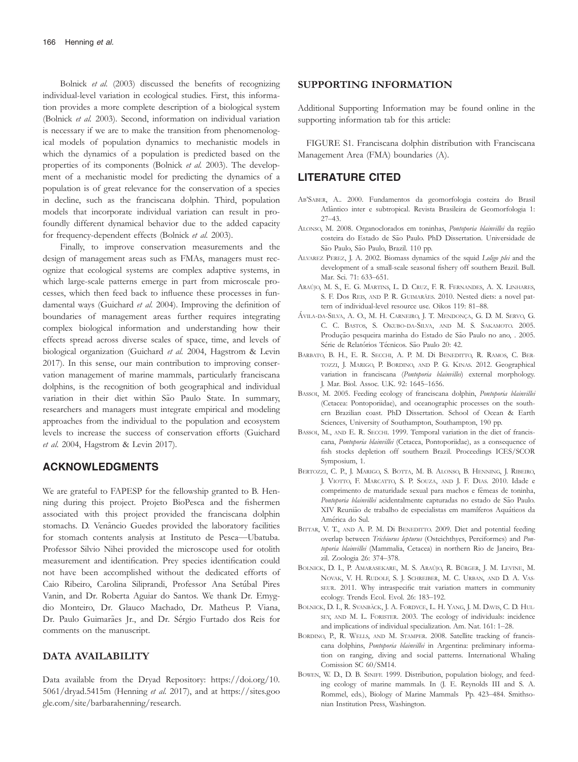Bolnick *et al.* (2003) discussed the benefits of recognizing individual-level variation in ecological studies. First, this information provides a more complete description of a biological system (Bolnick *et al.* 2003). Second, information on individual variation is necessary if we are to make the transition from phenomenological models of population dynamics to mechanistic models in which the dynamics of a population is predicted based on the properties of its components (Bolnick *et al.* 2003). The development of a mechanistic model for predicting the dynamics of a population is of great relevance for the conservation of a species in decline, such as the franciscana dolphin. Third, population models that incorporate individual variation can result in profoundly different dynamical behavior due to the added capacity for frequency-dependent effects (Bolnick *et al.* 2003).

Finally, to improve conservation measurements and the design of management areas such as FMAs, managers must recognize that ecological systems are complex adaptive systems, in which large-scale patterns emerge in part from microscale processes, which then feed back to influence these processes in fundamental ways (Guichard *et al.* 2004). Improving the definition of boundaries of management areas further requires integrating complex biological information and understanding how their effects spread across diverse scales of space, time, and levels of biological organization (Guichard *et al.* 2004, Hagstrom & Levin 2017). In this sense, our main contribution to improving conservation management of marine mammals, particularly franciscana dolphins, is the recognition of both geographical and individual variation in their diet within São Paulo State. In summary, researchers and managers must integrate empirical and modeling approaches from the individual to the population and ecosystem levels to increase the success of conservation efforts (Guichard *et al.* 2004, Hagstrom & Levin 2017).

## ACKNOWLEDGMENTS

We are grateful to FAPESP for the fellowship granted to B. Henning during this project. Projeto BioPesca and the fishermen associated with this project provided the franciscana dolphin stomachs. D. Venâncio Guedes provided the laboratory facilities for stomach contents analysis at Instituto de Pesca—Ubatuba. Professor Silvio Nihei provided the microscope used for otolith measurement and identification. Prey species identification could not have been accomplished without the dedicated efforts of Caio Ribeiro, Carolina Siliprandi, Professor Ana Setúbal Pires Vanin, and Dr. Roberta Aguiar do Santos. We thank Dr. Emygdio Monteiro, Dr. Glauco Machado, Dr. Matheus P. Viana, Dr. Paulo Guimarães Jr., and Dr. Sérgio Furtado dos Reis for comments on the manuscript.

## DATA AVAILABILITY

Data available from the Dryad Repository: https://doi.org/10.5061/dryad.5415m (Henning *et al.* 2017), and at https://sites.google.com/site/barbarahenning/research.

## SUPPORTING INFORMATION

Additional Supporting Information may be found online in the supporting information tab for this article:

FIGURE S1. Franciscana dolphin distribution with Franciscana Management Area (FMA) boundaries (A).

## LITERATURE CITED

Ab'Saber, A.. 2000. Fundamentos da geomorfologia costeira do Brasil Atlântico inter e subtropical. Revista Brasileira de Geomorfologia 1: 27–43.

Alonso, M. 2008. Organoclorados em toninhas, *Pontoporia blainvillei* da região costeira do Estado de São Paulo. PhD Dissertation. Universidade de São Paulo, São Paulo, Brazil. 110 pp.

Alvarez Perez, J. A. 2002. Biomass dynamics of the squid *Loligo plei* and the development of a small-scale seasonal fishery off southern Brazil. Bull. Mar. Sci. 71: 633–651.

Araújo, M. S., E. G. Martins, L. D. Cruz, F. R. Fernandes, A. X. Linhares, S. F. Dos Reis, and P. R. Guimarães. 2010. Nested diets: a novel pattern of individual-level resource use. Oikos 119: 81–88.

Ávila-da-Silva, A. O., M. H. Carneiro, J. T. Mendonça, G. D. M. Servo, G. C. C. Bastos, S. Okubo-da-Silva, and M. S. Sakamoto. 2005. Produção pesqueira marinha do Estado de São Paulo no ano, . 2005. Série de Relatórios Técnicos. São Paulo 20: 42.

Barbato, B. H., E. R. Secchi, A. P. M. Di Beneditto, R. Ramos, C. Bertozzi, J. Marigo, P. Bordino, and P. G. Kinas. 2012. Geographical variation in franciscana (*Pontoporia blainvillei*) external morphology. J. Mar. Biol. Assoc. U.K. 92: 1645–1656.

Bassoi, M. 2005. Feeding ecology of franciscana dolphin, *Pontoporia blainvillei* (Cetacea: Pontoporiidae), and oceanographic processes on the southern Brazilian coast. PhD Dissertation. School of Ocean & Earth Sciences, University of Southampton, Southampton, 190 pp.

Bassoi, M., and E. R. Secchi. 1999. Temporal variation in the diet of franciscana, *Pontoporia blainvillei* (Cetacea, Pontoporiidae), as a consequence of fish stocks depletion off southern Brazil. Proceedings ICES/SCOR Symposium, 1.

Bertozzi, C. P., J. Marigo, S. Botta, M. B. Alonso, B. Henning, J. Ribeiro, J. Viotto, F. Marcatto, S. P. Souza, and J. F. Dias. 2010. Idade e comprimento de maturidade sexual para machos e fêmeas de toninha, *Pontoporia blainvillei* acidentalmente capturadas no estado de São Paulo. XIV Reunião de trabalho de especialistas em mamíferos Aquáticos da América do Sul.

Bittar, V. T., and A. P. M. Di Beneditto. 2009. Diet and potential feeding overlap between *Trichiurus lepturus* (Osteichthyes, Perciformes) and *Pontoporia blainvillei* (Mammalia, Cetacea) in northern Rio de Janeiro, Brazil. Zoologia 26: 374–378.

Bolnick, D. I., P. Amarasekare, M. S. Araújo, R. Bürger, J. M. Levine, M. Novak, V. H. Rudolf, S. J. Schreiber, M. C. Urban, and D. A. Vasseur. 2011. Why intraspecific trait variation matters in community ecology. Trends Ecol. Evol. 26: 183–192.

Bolnick, D. I., R. Svanbäck, J. A. Fordyce, L. H. Yang, J. M. Davis, C. D. Hulsey, and M. L. Forister. 2003. The ecology of individuals: incidence and implications of individual specialization. Am. Nat. 161: 1–28.

Bordino, P., R. Wells, and M. Stamper. 2008. Satellite tracking of franciscana dolphins, *Pontoporia blainvillei* in Argentina: preliminary information on ranging, diving and social patterns. International Whaling Comission SC 60/SM14.

Bowen, W. D., D. B. Siniff. 1999. Distribution, population biology, and feeding ecology of marine mammals. In (J. E. Reynolds III and S. A. Rommel, eds.), Biology of Marine Mammals Pp. 423–484. Smithsonian Institution Press, Washington.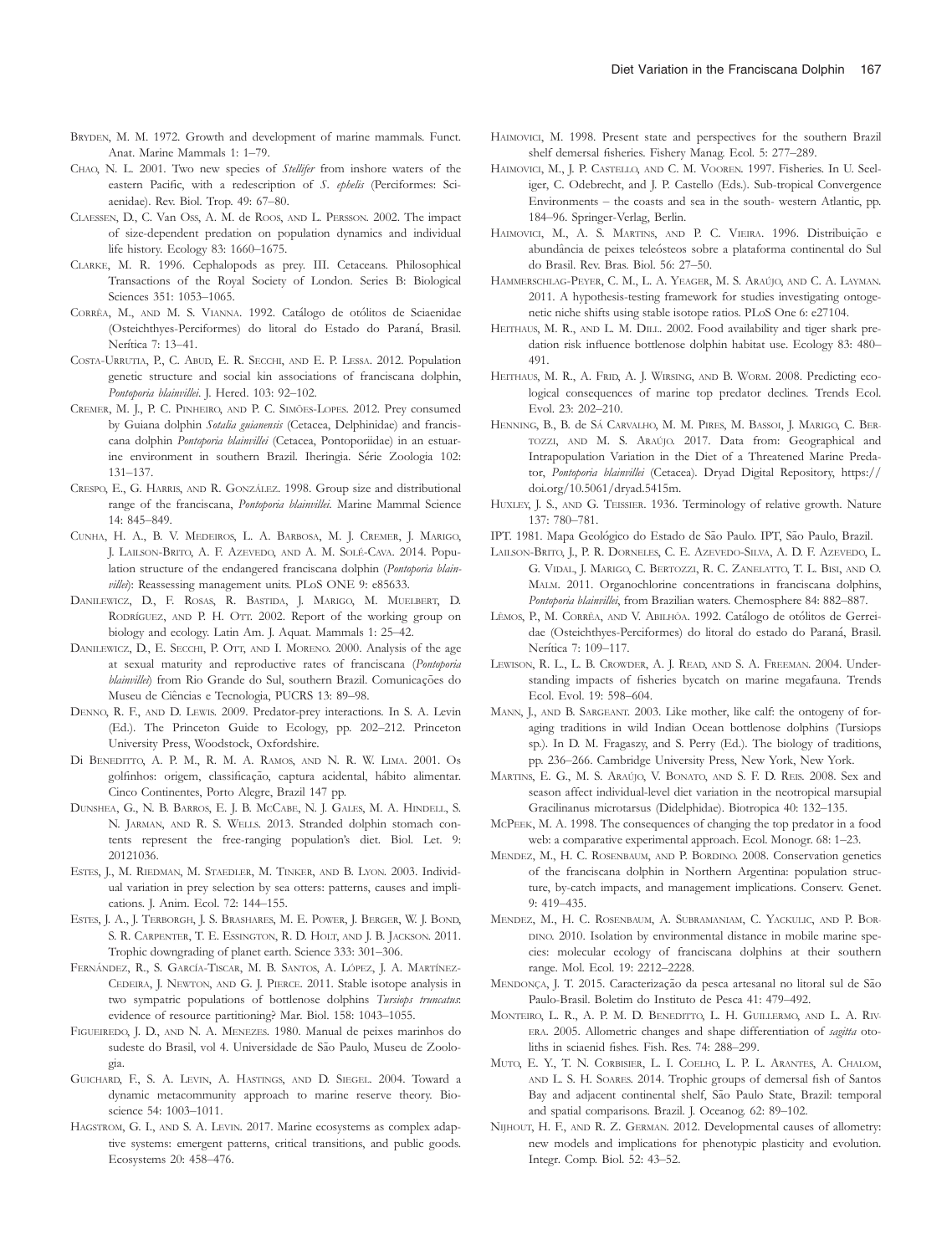Bryden, M. M. 1972. Growth and development of marine mammals. Funct. Anat. Marine Mammals 1: 1–79.

Chao, N. L. 2001. Two new species of *Stellifer* from inshore waters of the eastern Pacific, with a redescription of *S. ephelis* (Perciformes: Sciaenidae). Rev. Biol. Trop. 49: 67–80.

Claessen, D., C. Van Oss, A. M. de Roos, and L. Persson. 2002. The impact of size-dependent predation on population dynamics and individual life history. Ecology 83: 1660–1675.

Clarke, M. R. 1996. Cephalopods as prey. III. Cetaceans. Philosophical Transactions of the Royal Society of London. Series B: Biological Sciences 351: 1053–1065.

Corrêa, M., and M. S. Vianna. 1992. Catálogo de otólitos de Sciaenidae (Osteichthyes-Perciformes) do litoral do Estado do Paraná, Brasil. Nerítica 7: 13–41.

Costa-Urrutia, P., C. Abud, E. R. Secchi, and E. P. Lessa. 2012. Population genetic structure and social kin associations of franciscana dolphin, *Pontoporia blainvillei*. J. Hered. 103: 92–102.

Cremer, M. J., P. C. Pinheiro, and P. C. Simões-Lopes. 2012. Prey consumed by Guiana dolphin *Sotalia guianensis* (Cetacea, Delphinidae) and franciscana dolphin *Pontoporia blainvillei* (Cetacea, Pontoporiidae) in an estuarine environment in southern Brazil. Iheringia. Série Zoologia 102: 131–137.

Crespo, E., G. Harris, and R. González. 1998. Group size and distributional range of the franciscana, *Pontoporia blainvillei*. Marine Mammal Science 14: 845–849.

Cunha, H. A., B. V. Medeiros, L. A. Barbosa, M. J. Cremer, J. Marigo, J. Lailson-Brito, A. F. Azevedo, and A. M. Solé-Cava. 2014. Population structure of the endangered franciscana dolphin (*Pontoporia blainvillei*): Reassessing management units. PLoS ONE 9: e85633.

Danilewicz, D., F. Rosas, R. Bastida, J. Marigo, M. Muelbert, D. Rodríguez, and P. H. Ott. 2002. Report of the working group on biology and ecology. Latin Am. J. Aquat. Mammals 1: 25–42.

Danilewicz, D., E. Secchi, P. Ott, and I. Moreno. 2000. Analysis of the age at sexual maturity and reproductive rates of franciscana (*Pontoporia blainvillei*) from Rio Grande do Sul, southern Brazil. Comunicações do Museu de Ciências e Tecnologia, PUCRS 13: 89–98.

Denno, R. F., and D. Lewis. 2009. Predator-prey interactions. In S. A. Levin (Ed.). The Princeton Guide to Ecology, pp. 202–212. Princeton University Press, Woodstock, Oxfordshire.

Di Beneditto, A. P. M., R. M. A. Ramos, and N. R. W. Lima. 2001. Os golfinhos: origem, classificação, captura acidental, hábito alimentar. Cinco Continentes, Porto Alegre, Brazil 147 pp.

Dunshea, G., N. B. Barros, E. J. B. McCabe, N. J. Gales, M. A. Hindell, S. N. Jarman, and R. S. Wells. 2013. Stranded dolphin stomach contents represent the free-ranging population's diet. Biol. Let. 9: 20121036.

Estes, J., M. Riedman, M. Staedler, M. Tinker, and B. Lyon. 2003. Individual variation in prey selection by sea otters: patterns, causes and implications. J. Anim. Ecol. 72: 144–155.

Estes, J. A., J. Terborgh, J. S. Brashares, M. E. Power, J. Berger, W. J. Bond, S. R. Carpenter, T. E. Essington, R. D. Holt, and J. B. Jackson. 2011. Trophic downgrading of planet earth. Science 333: 301–306.

Fernández, R., S. García-Tiscar, M. B. Santos, A. López, J. A. Martínez-Cedeira, J. Newton, and G. J. Pierce. 2011. Stable isotope analysis in two sympatric populations of bottlenose dolphins *Tursiops truncatus*: evidence of resource partitioning? Mar. Biol. 158: 1043–1055.

Figueiredo, J. D., and N. A. Menezes. 1980. Manual de peixes marinhos do sudeste do Brasil, vol 4. Universidade de São Paulo, Museu de Zoologia.

Guichard, F., S. A. Levin, A. Hastings, and D. Siegel. 2004. Toward a dynamic metacommunity approach to marine reserve theory. Bioscience 54: 1003–1011.

Hagstrom, G. I., and S. A. Levin. 2017. Marine ecosystems as complex adaptive systems: emergent patterns, critical transitions, and public goods. Ecosystems 20: 458–476.

Haimovici, M. 1998. Present state and perspectives for the southern Brazil shelf demersal fisheries. Fishery Manag. Ecol. 5: 277–289.

Haimovici, M., J. P. Castello, and C. M. Vooren. 1997. Fisheries. In U. Seeliger, C. Odebrecht, and J. P. Castello (Eds.). Sub-tropical Convergence Environments – the coasts and sea in the south- western Atlantic, pp. 184–96. Springer-Verlag, Berlin.

Haimovici, M., A. S. Martins, and P. C. Vieira. 1996. Distribuição e abundância de peixes teleósteos sobre a plataforma continental do Sul do Brasil. Rev. Bras. Biol. 56: 27–50.

Hammerschlag-Peyer, C. M., L. A. Yeager, M. S. Araújo, and C. A. Layman. 2011. A hypothesis-testing framework for studies investigating ontogenetic niche shifts using stable isotope ratios. PLoS One 6: e27104.

Heithaus, M. R., and L. M. Dill. 2002. Food availability and tiger shark predation risk influence bottlenose dolphin habitat use. Ecology 83: 480–491.

Heithaus, M. R., A. Frid, A. J. Wirsing, and B. Worm. 2008. Predicting ecological consequences of marine top predator declines. Trends Ecol. Evol. 23: 202–210.

Henning, B., B. de Sá Carvalho, M. M. Pires, M. Bassoi, J. Marigo, C. Bertozzi, and M. S. Araújo. 2017. Data from: Geographical and Intrapopulation Variation in the Diet of a Threatened Marine Predator, *Pontoporia blainvillei* (Cetacea). Dryad Digital Repository, https://doi.org/10.5061/dryad.5415m.

Huxley, J. S., and G. Teissier. 1936. Terminology of relative growth. Nature 137: 780–781.

IPT. 1981. Mapa Geológico do Estado de São Paulo. IPT, São Paulo, Brazil.

Lailson-Brito, J., P. R. Dorneles, C. E. Azevedo-Silva, A. D. F. Azevedo, L. G. Vidal, J. Marigo, C. Bertozzi, R. C. Zanelatto, T. L. Bisi, and O. Malm. 2011. Organochlorine concentrations in franciscana dolphins, *Pontoporia blainvillei*, from Brazilian waters. Chemosphere 84: 882–887.

Lêmos, P., M. Corrêa, and V. Abilhôa. 1992. Catálogo de otólitos de Gerreidae (Osteichthyes-Perciformes) do litoral do estado do Paraná, Brasil. Nerítica 7: 109–117.

Lewison, R. L., L. B. Crowder, A. J. Read, and S. A. Freeman. 2004. Understanding impacts of fisheries bycatch on marine megafauna. Trends Ecol. Evol. 19: 598–604.

Mann, J., and B. Sargeant. 2003. Like mother, like calf: the ontogeny of foraging traditions in wild Indian Ocean bottlenose dolphins (Tursiops sp.). In D. M. Fragaszy, and S. Perry (Ed.). The biology of traditions, pp. 236–266. Cambridge University Press, New York, New York.

Martins, E. G., M. S. Araújo, V. Bonato, and S. F. D. Reis. 2008. Sex and season affect individual-level diet variation in the neotropical marsupial Gracilinanus microtarsus (Didelphidae). Biotropica 40: 132–135.

McPeek, M. A. 1998. The consequences of changing the top predator in a food web: a comparative experimental approach. Ecol. Monogr. 68: 1–23.

Mendez, M., H. C. Rosenbaum, and P. Bordino. 2008. Conservation genetics of the franciscana dolphin in Northern Argentina: population structure, by-catch impacts, and management implications. Conserv. Genet. 9: 419–435.

Mendez, M., H. C. Rosenbaum, A. Subramaniam, C. Yackulic, and P. Bordino. 2010. Isolation by environmental distance in mobile marine species: molecular ecology of franciscana dolphins at their southern range. Mol. Ecol. 19: 2212–2228.

Mendonça, J. T. 2015. Caracterização da pesca artesanal no litoral sul de São Paulo-Brasil. Boletim do Instituto de Pesca 41: 479–492.

Monteiro, L. R., A. P. M. D. Beneditto, L. H. Guillermo, and L. A. Rivera. 2005. Allometric changes and shape differentiation of *sagitta* otoliths in sciaenid fishes. Fish. Res. 74: 288–299.

Muto, E. Y., T. N. Corbisier, L. I. Coelho, L. P. L. Arantes, A. Chalom, and L. S. H. Soares. 2014. Trophic groups of demersal fish of Santos Bay and adjacent continental shelf, São Paulo State, Brazil: temporal and spatial comparisons. Brazil. J. Oceanog. 62: 89–102.

Nijhout, H. F., and R. Z. German. 2012. Developmental causes of allometry: new models and implications for phenotypic plasticity and evolution. Integr. Comp. Biol. 52: 43–52.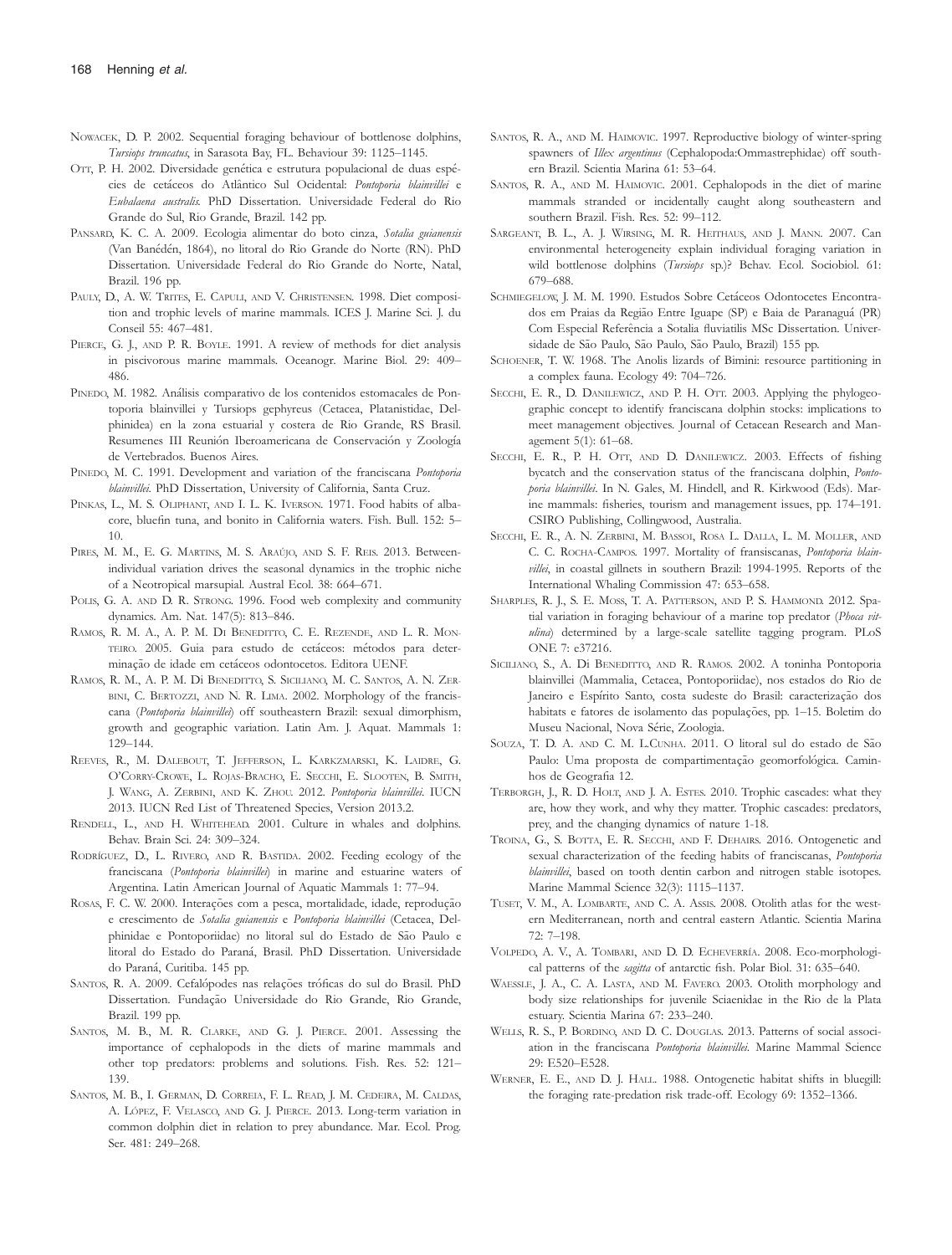Nowacek, D. P. 2002. Sequential foraging behaviour of bottlenose dolphins, *Tursiops truncatus*, in Sarasota Bay, FL. Behaviour 39: 1125–1145.

Ott, P. H. 2002. Diversidade genética e estrutura populacional de duas espécies de cetáceos do Atlântico Sul Ocidental: *Pontoporia blainvillei* e *Eubalaena australis*. PhD Dissertation. Universidade Federal do Rio Grande do Sul, Rio Grande, Brazil. 142 pp.

Pansard, K. C. A. 2009. Ecologia alimentar do boto cinza, *Sotalia guianensis* (Van Bénédén, 1864), no litoral do Rio Grande do Norte (RN). PhD Dissertation. Universidade Federal do Rio Grande do Norte, Natal, Brazil. 196 pp.

Pauly, D., A. W. Trites, E. Capuli, and V. Christensen. 1998. Diet composition and trophic levels of marine mammals. ICES J. Marine Sci. J. du Conseil 55: 467–481.

Pierce, G. J., and P. R. Boyle. 1991. A review of methods for diet analysis in piscivorous marine mammals. Oceanogr. Marine Biol. 29: 409–486.

Pinedo, M. 1982. Análisis comparativo de los contenidos estomacales de Pontoporia blainvillei y Tursiops gephyreus (Cetacea, Platanistidae, Delphinidea) en la zona estuarial y costera de Rio Grande, RS Brasil. Resumenes III Reunión Iberoamericana de Conservación y Zoología de Vertebrados. Buenos Aires.

Pinedo, M. C. 1991. Development and variation of the franciscana *Pontoporia blainvillei*. PhD Dissertation, University of California, Santa Cruz.

Pinkas, L., M. S. Oliphant, and I. L. K. Iverson. 1971. Food habits of albacore, bluefin tuna, and bonito in California waters. Fish. Bull. 152: 5–10.

Pires, M. M., E. G. Martins, M. S. Araújo, and S. F. Reis. 2013. Between-individual variation drives the seasonal dynamics in the trophic niche of a Neotropical marsupial. Austral Ecol. 38: 664–671.

Polis, G. A. and D. R. Strong. 1996. Food web complexity and community dynamics. Am. Nat. 147(5): 813–846.

Ramos, R. M. A., A. P. M. Di Beneditto, C. E. Rezende, and L. R. Monteiro. 2005. Guia para estudo de cetáceos: métodos para determinação de idade em cetáceos odontocetos. Editora UENF.

Ramos, R. M., A. P. M. Di Beneditto, S. Siciliano, M. C. Santos, A. N. Zerbini, C. Bertozzi, and N. R. Lima. 2002. Morphology of the franciscana (*Pontoporia blainvillei*) off southeastern Brazil: sexual dimorphism, growth and geographic variation. Latin Am. J. Aquat. Mammals 1: 129–144.

Reeves, R., M. Dalebout, T. Jefferson, L. Karkzmarski, K. Laidre, G. O'Corry-Crowe, L. Rojas-Bracho, E. Secchi, E. Slooten, B. Smith, J. Wang, A. Zerbini, and K. Zhou. 2012. *Pontoporia blainvillei*. IUCN 2013. IUCN Red List of Threatened Species, Version 2013.2.

Rendell, L., and H. Whitehead. 2001. Culture in whales and dolphins. Behav. Brain Sci. 24: 309–324.

Rodríguez, D., L. Rivero, and R. Bastida. 2002. Feeding ecology of the franciscana (*Pontoporia blainvillei*) in marine and estuarine waters of Argentina. Latin American Journal of Aquatic Mammals 1: 77–94.

Rosas, F. C. W. 2000. Interações com a pesca, mortalidade, idade, reprodução e crescimento de *Sotalia guianensis* e *Pontoporia blainvillei* (Cetacea, Delphinidae e Pontoporiidae) no litoral sul do Estado de São Paulo e litoral do Estado do Paraná, Brasil. PhD Dissertation. Universidade do Paraná, Curitiba. 145 pp.

Santos, R. A. 2009. Cefalópodes nas relações tróficas do sul do Brasil. PhD Dissertation. Fundação Universidade do Rio Grande, Rio Grande, Brazil. 199 pp.

Santos, M. B., M. R. Clarke, and G. J. Pierce. 2001. Assessing the importance of cephalopods in the diets of marine mammals and other top predators: problems and solutions. Fish. Res. 52: 121–139.

Santos, M. B., I. German, D. Correia, F. L. Read, J. M. Cedeira, M. Caldas, A. López, F. Velasco, and G. J. Pierce. 2013. Long-term variation in common dolphin diet in relation to prey abundance. Mar. Ecol. Prog. Ser. 481: 249–268.

Santos, R. A., and M. Haimovic. 1997. Reproductive biology of winter-spring spawners of *Illex argentinus* (Cephalopoda:Ommastrephidae) off southern Brazil. Scientia Marina 61: 53–64.

Santos, R. A., and M. Haimovic. 2001. Cephalopods in the diet of marine mammals stranded or incidentally caught along southeastern and southern Brazil. Fish. Res. 52: 99–112.

Sargeant, B. L., A. J. Wirsing, M. R. Heithaus, and J. Mann. 2007. Can environmental heterogeneity explain individual foraging variation in wild bottlenose dolphins (*Tursiops* sp.)? Behav. Ecol. Sociobiol. 61: 679–688.

Schmiegelow, J. M. M. 1990. Estudos Sobre Cetáceos Odontocetes Encontrados em Praias da Região Entre Iguape (SP) e Baia de Paranaguá (PR) Com Especial Referência a Sotalia fluviatilis MSc Dissertation. Universidade de São Paulo, São Paulo, São Paulo, Brazil) 155 pp.

Schoener, T. W. 1968. The Anolis lizards of Bimini: resource partitioning in a complex fauna. Ecology 49: 704–726.

Secchi, E. R., D. Danilewicz, and P. H. Ott. 2003. Applying the phylogeographic concept to identify franciscana dolphin stocks: implications to meet management objectives. Journal of Cetacean Research and Management 5(1): 61–68.

Secchi, E. R., P. H. Ott, and D. Danilewicz. 2003. Effects of fishing bycatch and the conservation status of the franciscana dolphin, *Pontoporia blainvillei*. In N. Gales, M. Hindell, and R. Kirkwood (Eds). Marine mammals: fisheries, tourism and management issues, pp. 174–191. CSIRO Publishing, Collingwood, Australia.

Secchi, E. R., A. N. Zerbini, M. Bassoi, Rosa L. Dalla, L. M. Moller, and C. C. Rocha-Campos. 1997. Mortality of fransiscanas, *Pontoporia blainvillei*, in coastal gillnets in southern Brazil: 1994-1995. Reports of the International Whaling Commission 47: 653–658.

Sharples, R. J., S. E. Moss, T. A. Patterson, and P. S. Hammond. 2012. Spatial variation in foraging behaviour of a marine top predator (*Phoca vitulina*) determined by a large-scale satellite tagging program. PLoS ONE 7: e37216.

Siciliano, S., A. Di Beneditto, and R. Ramos. 2002. A toninha Pontoporia blainvillei (Mammalia, Cetacea, Pontoporiidae), nos estados do Rio de Janeiro e Espírito Santo, costa sudeste do Brasil: caracterização dos habitats e fatores de isolamento das populações, pp. 1–15. Boletim do Museu Nacional, Nova Série, Zoologia.

Souza, T. D. A. and C. M. L.Cunha. 2011. O litoral sul do estado de São Paulo: Uma proposta de compartimentação geomorfológica. Caminhos de Geografia 12.

Terborgh, J., R. D. Holt, and J. A. Estes. 2010. Trophic cascades: what they are, how they work, and why they matter. Trophic cascades: predators, prey, and the changing dynamics of nature 1-18.

Troina, G., S. Botta, E. R. Secchi, and F. Dehairs. 2016. Ontogenetic and sexual characterization of the feeding habits of franciscanas, *Pontoporia blainvillei*, based on tooth dentin carbon and nitrogen stable isotopes. Marine Mammal Science 32(3): 1115–1137.

Tuset, V. M., A. Lombarte, and C. A. Assis. 2008. Otolith atlas for the western Mediterranean, north and central eastern Atlantic. Scientia Marina 72: 7–198.

Volpedo, A. V., A. Tombari, and D. D. Echeverría. 2008. Eco-morphological patterns of the *sagitta* of antarctic fish. Polar Biol. 31: 635–640.

Waessle, J. A., C. A. Lasta, and M. Favero. 2003. Otolith morphology and body size relationships for juvenile Sciaenidae in the Río de la Plata estuary. Scientia Marina 67: 233–240.

Wells, R. S., P. Bordino, and D. C. Douglas. 2013. Patterns of social association in the franciscana *Pontoporia blainvillei*. Marine Mammal Science 29: E520–E528.

Werner, E. E., and D. J. Hall. 1988. Ontogenetic habitat shifts in bluegill: the foraging rate-predation risk trade-off. Ecology 69: 1352–1366.